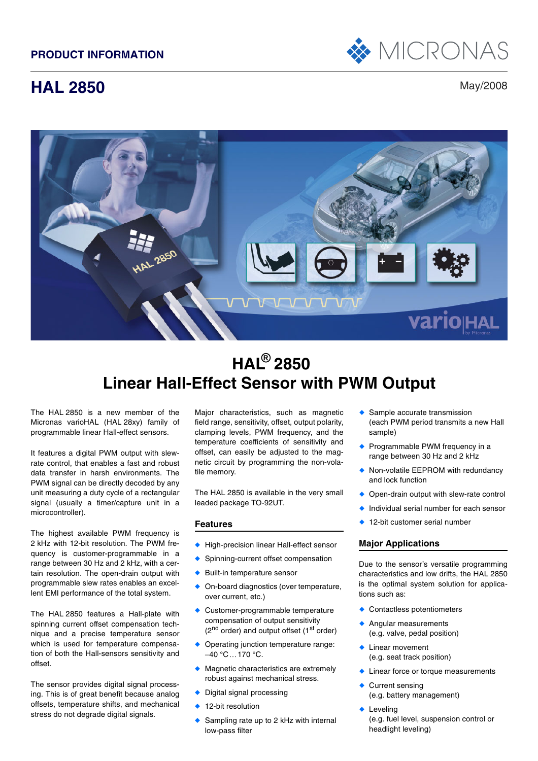PRODUCT INFORMATION

# HAL 2850

May/2008

# HAL® 2850
# Linear Hall-Effect Sensor with PWM Output

The HAL 2850 is a new member of the Micronas varioHAL (HAL 28xy) family of programmable linear Hall-effect sensors.

It features a digital PWM output with slew-rate control, that enables a fast and robust data transfer in harsh environments. The PWM signal can be directly decoded by any unit measuring a duty cycle of a rectangular signal (usually a timer/capture unit in a microcontroller).

The highest available PWM frequency is 2 kHz with 12-bit resolution. The PWM frequency is customer-programmable in a range between 30 Hz and 2 kHz, with a certain resolution. The open-drain output with programmable slew rates enables an excellent EMI performance of the total system.

The HAL 2850 features a Hall-plate with spinning current offset compensation technique and a precise temperature sensor which is used for temperature compensation of both the Hall-sensors sensitivity and offset.

The sensor provides digital signal processing. This is of great benefit because analog offsets, temperature shifts, and mechanical stress do not degrade digital signals.

Major characteristics, such as magnetic field range, sensitivity, offset, output polarity, clamping levels, PWM frequency, and the temperature coefficients of sensitivity and offset, can easily be adjusted to the magnetic circuit by programming the non-volatile memory.

The HAL 2850 is available in the very small leaded package TO-92UT.

## Features

- High-precision linear Hall-effect sensor
- Spinning-current offset compensation
- Built-in temperature sensor
- On-board diagnostics (over temperature, over current, etc.)
- Customer-programmable temperature compensation of output sensitivity (2nd order) and output offset (1st order)
- Operating junction temperature range: –40 °C…170 °C.
- Magnetic characteristics are extremely robust against mechanical stress.
- Digital signal processing
- 12-bit resolution
- Sampling rate up to 2 kHz with internal low-pass filter
- Sample accurate transmission (each PWM period transmits a new Hall sample)
- Programmable PWM frequency in a range between 30 Hz and 2 kHz
- Non-volatile EEPROM with redundancy and lock function
- Open-drain output with slew-rate control
- Individual serial number for each sensor
- 12-bit customer serial number

## Major Applications

Due to the sensor's versatile programming characteristics and low drifts, the HAL 2850 is the optimal system solution for applications such as:

- Contactless potentiometers
- Angular measurements (e.g. valve, pedal position)
- Linear movement (e.g. seat track position)
- Linear force or torque measurements
- Current sensing (e.g. battery management)
- Leveling (e.g. fuel level, suspension control or headlight leveling)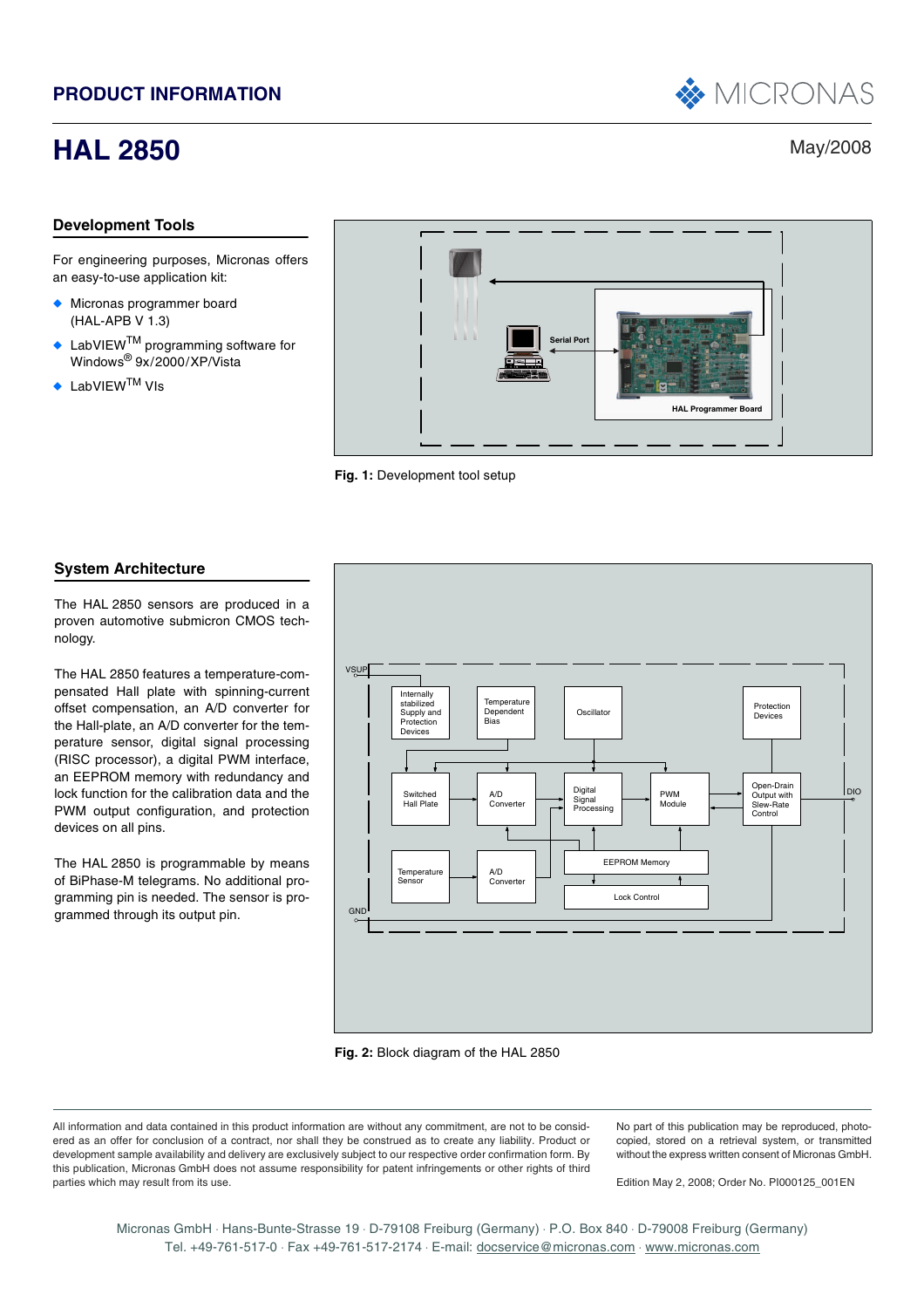## PRODUCT INFORMATION

# HAL 2850

May/2008

## Development Tools

For engineering purposes, Micronas offers an easy-to-use application kit:

- Micronas programmer board (HAL-APB V 1.3)
- LabVIEW™ programming software for Windows® 9x/2000/XP/Vista
- LabVIEW™ VIs

Serial Port

HAL Programmer Board

**Fig. 1:** Development tool setup

## System Architecture

The HAL 2850 sensors are produced in a proven automotive submicron CMOS technology.

The HAL 2850 features a temperature-compensated Hall plate with spinning-current offset compensation, an A/D converter for the Hall-plate, an A/D converter for the temperature sensor, digital signal processing (RISC processor), a digital PWM interface, an EEPROM memory with redundancy and lock function for the calibration data and the PWM output configuration, and protection devices on all pins.

The HAL 2850 is programmable by means of BiPhase-M telegrams. No additional programming pin is needed. The sensor is programmed through its output pin.

VSUP

Internally stabilized Supply and Protection Devices

Temperature Dependent Bias

Oscillator

Protection Devices

Switched Hall Plate

A/D Converter

Digital Signal Processing

PWM Module

Open-Drain Output with Slew-Rate Control

DIO

Temperature Sensor

A/D Converter

EEPROM Memory

Lock Control

GND

**Fig. 2:** Block diagram of the HAL 2850

All information and data contained in this product information are without any commitment, are not to be considered as an offer for conclusion of a contract, nor shall they be construed as to create any liability. Product or development sample availability and delivery are exclusively subject to our respective order confirmation form. By this publication, Micronas GmbH does not assume responsibility for patent infringements or other rights of third parties which may result from its use.

No part of this publication may be reproduced, photocopied, stored on a retrieval system, or transmitted without the express written consent of Micronas GmbH.

Edition May 2, 2008; Order No. PI000125_001EN

Micronas GmbH · Hans-Bunte-Strasse 19 · D-79108 Freiburg (Germany) · P.O. Box 840 · D-79008 Freiburg (Germany)
Tel. +49-761-517-0 · Fax +49-761-517-2174 · E-mail: docservice@micronas.com · www.micronas.com